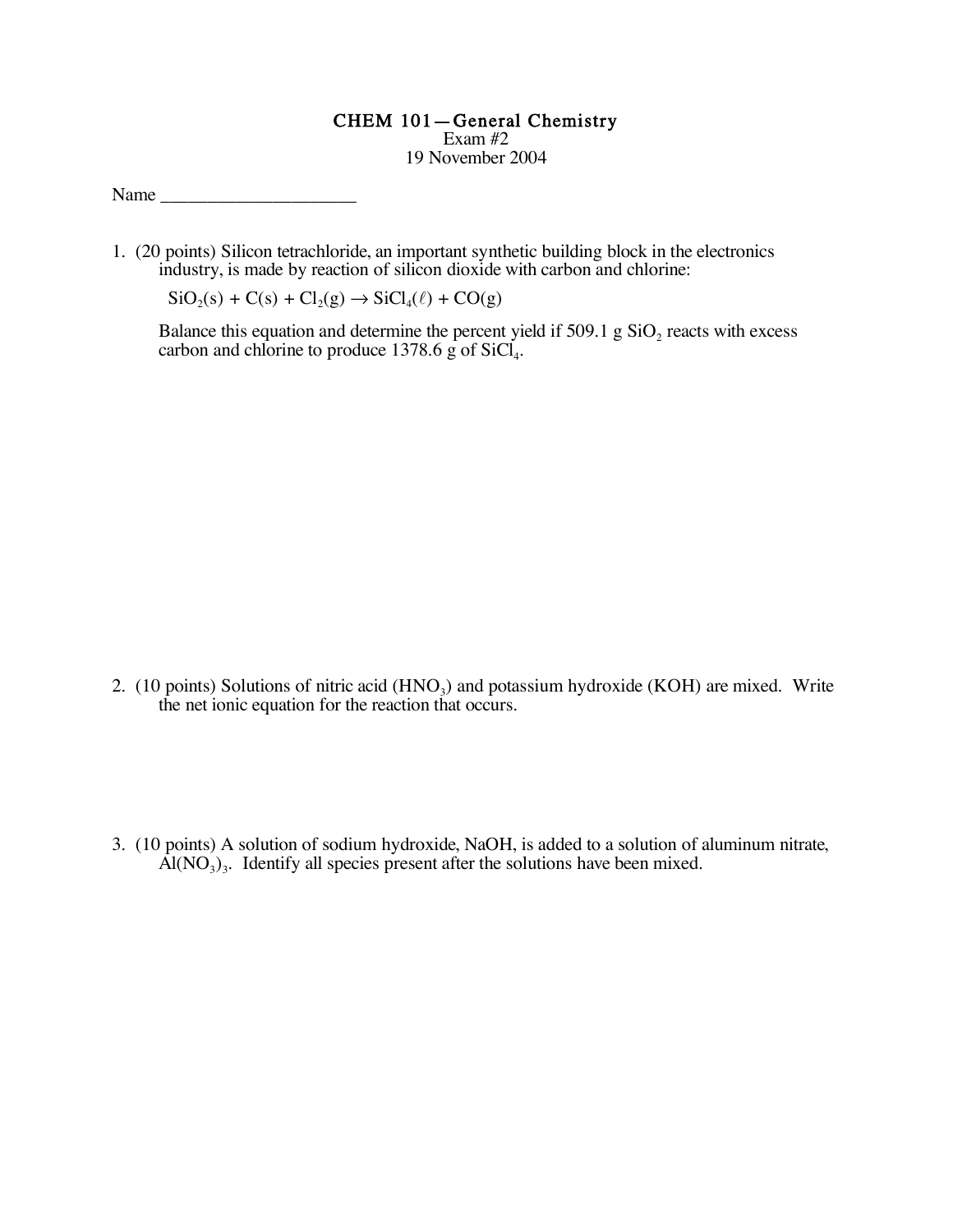# CHEM 101—General Chemistry

Exam #2

19 November 2004

Name ______________________

1. (20 points) Silicon tetrachloride, an important synthetic building block in the electronics industry, is made by reaction of silicon dioxide with carbon and chlorine:

   $$SiO_2(s) + C(s) + Cl_2(g) \rightarrow SiCl_4(\ell) + CO(g)$$

   Balance this equation and determine the percent yield if 509.1 g $SiO_2$ reacts with excess carbon and chlorine to produce 1378.6 g of $SiCl_4$.

2. (10 points) Solutions of nitric acid ($HNO_3$) and potassium hydroxide (KOH) are mixed. Write the net ionic equation for the reaction that occurs.

3. (10 points) A solution of sodium hydroxide, NaOH, is added to a solution of aluminum nitrate, $Al(NO_3)_3$. Identify all species present after the solutions have been mixed.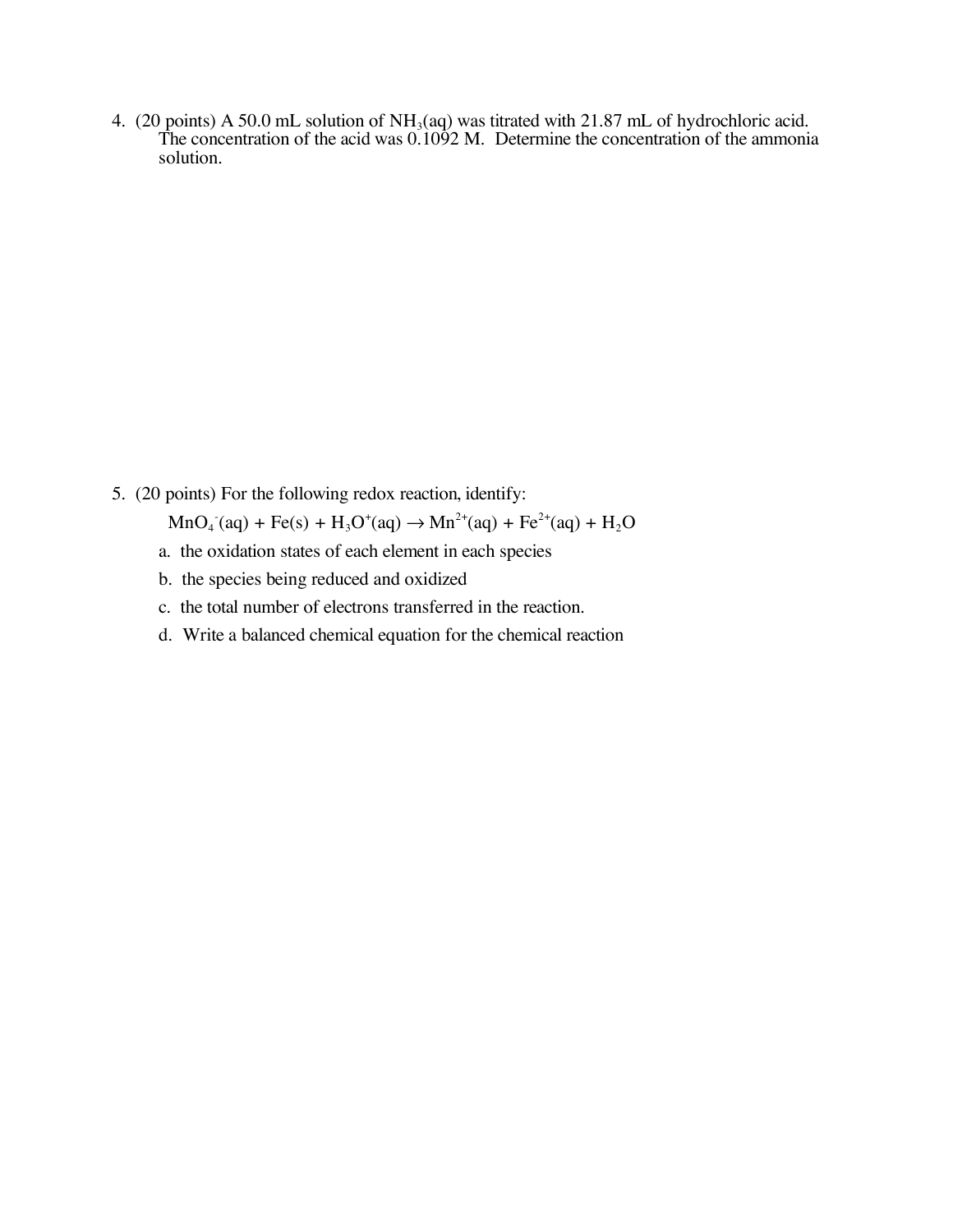4. (20 points) A 50.0 mL solution of $NH_3(aq)$ was titrated with 21.87 mL of hydrochloric acid. The concentration of the acid was 0.1092 M. Determine the concentration of the ammonia solution.

5. (20 points) For the following redox reaction, identify:

   $$MnO_4^-(aq) + Fe(s) + H_3O^+(aq) \rightarrow Mn^{2+}(aq) + Fe^{2+}(aq) + H_2O$$

   a. the oxidation states of each element in each species

   b. the species being reduced and oxidized

   c. the total number of electrons transferred in the reaction.

   d. Write a balanced chemical equation for the chemical reaction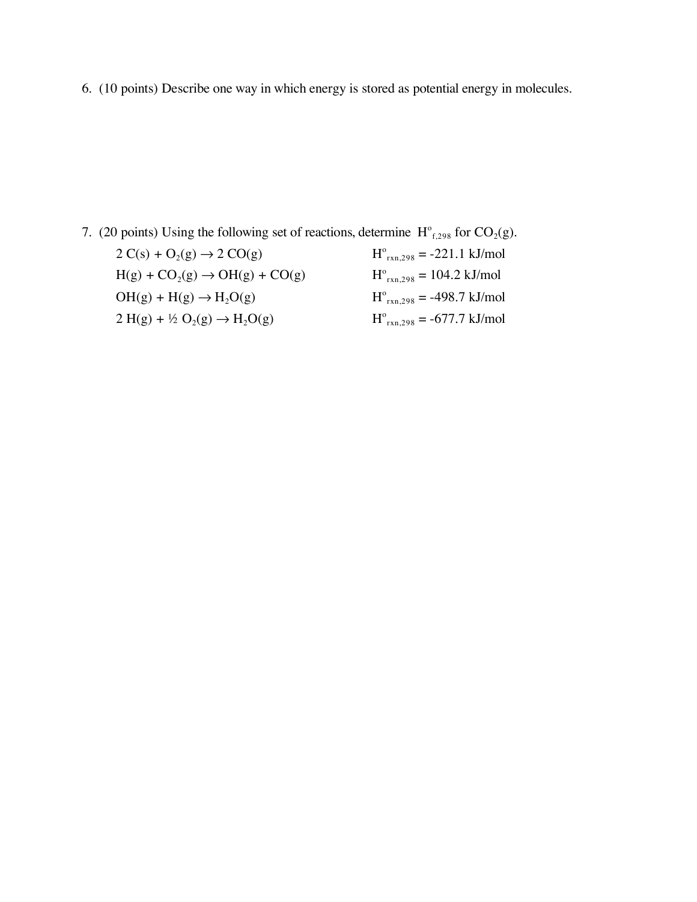6. (10 points) Describe one way in which energy is stored as potential energy in molecules.

7. (20 points) Using the following set of reactions, determine $H^o_{f,298}$ for $CO_2(g)$.

$2\ C(s) + O_2(g) \rightarrow 2\ CO(g)$ $\qquad H^o_{rxn,298} = -221.1$ kJ/mol

$H(g) + CO_2(g) \rightarrow OH(g) + CO(g)$ $\qquad H^o_{rxn,298} = 104.2$ kJ/mol

$OH(g) + H(g) \rightarrow H_2O(g)$ $\qquad H^o_{rxn,298} = -498.7$ kJ/mol

$2\ H(g) + ½\ O_2(g) \rightarrow H_2O(g)$ $\qquad H^o_{rxn,298} = -677.7$ kJ/mol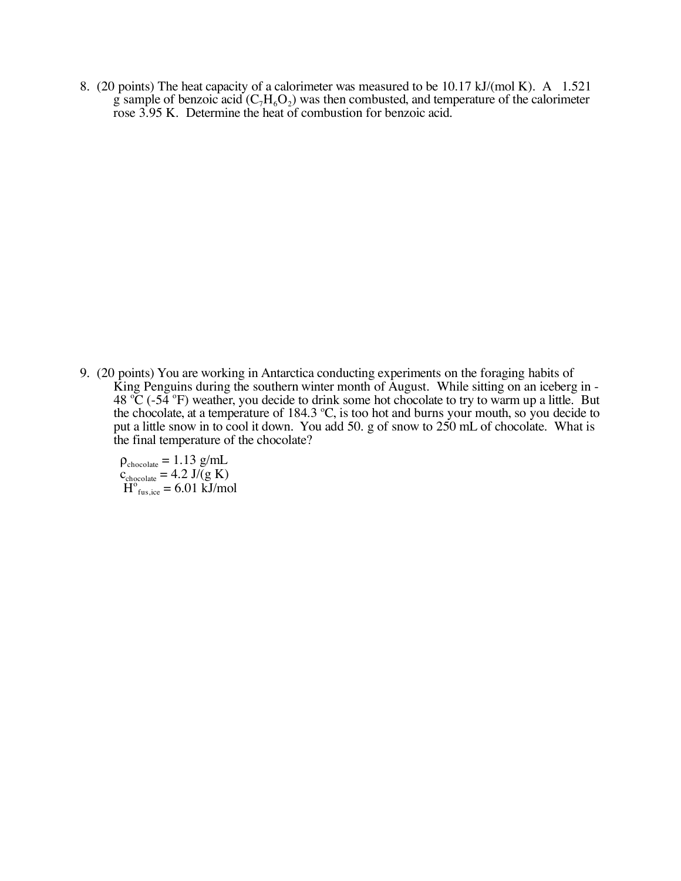8. (20 points) The heat capacity of a calorimeter was measured to be 10.17 kJ/(mol K). A 1.521 g sample of benzoic acid ($C_7H_6O_2$) was then combusted, and temperature of the calorimeter rose 3.95 K. Determine the heat of combustion for benzoic acid.

9. (20 points) You are working in Antarctica conducting experiments on the foraging habits of King Penguins during the southern winter month of August. While sitting on an iceberg in -48 ºC (-54 ºF) weather, you decide to drink some hot chocolate to try to warm up a little. But the chocolate, at a temperature of 184.3 ºC, is too hot and burns your mouth, so you decide to put a little snow in to cool it down. You add 50. g of snow to 250 mL of chocolate. What is the final temperature of the chocolate?

$\rho_{chocolate} = 1.13$ g/mL
$c_{chocolate} = 4.2$ J/(g K)
$H^{o}_{fus,ice} = 6.01$ kJ/mol